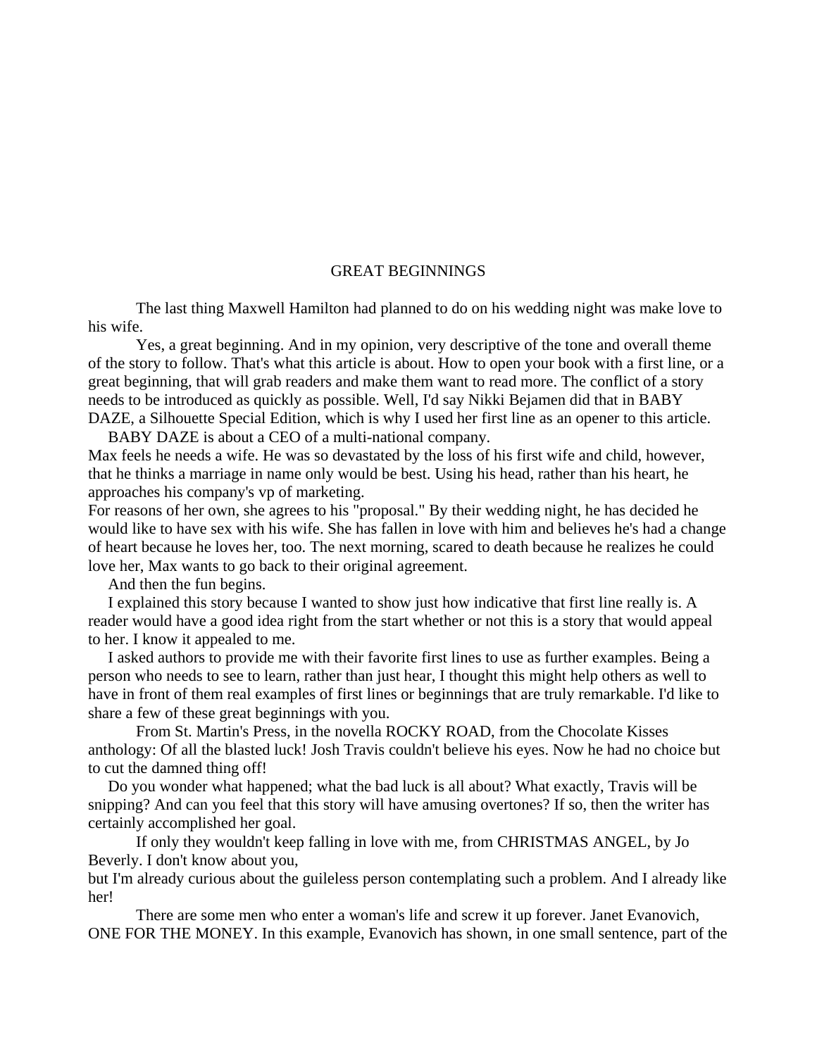# GREAT BEGINNINGS

The last thing Maxwell Hamilton had planned to do on his wedding night was make love to his wife.

Yes, a great beginning. And in my opinion, very descriptive of the tone and overall theme of the story to follow. That's what this article is about. How to open your book with a first line, or a great beginning, that will grab readers and make them want to read more. The conflict of a story needs to be introduced as quickly as possible. Well, I'd say Nikki Bejamen did that in BABY DAZE, a Silhouette Special Edition, which is why I used her first line as an opener to this article.

BABY DAZE is about a CEO of a multi-national company.

Max feels he needs a wife. He was so devastated by the loss of his first wife and child, however, that he thinks a marriage in name only would be best. Using his head, rather than his heart, he approaches his company's vp of marketing.

For reasons of her own, she agrees to his "proposal." By their wedding night, he has decided he would like to have sex with his wife. She has fallen in love with him and believes he's had a change of heart because he loves her, too. The next morning, scared to death because he realizes he could love her, Max wants to go back to their original agreement.

And then the fun begins.

I explained this story because I wanted to show just how indicative that first line really is. A reader would have a good idea right from the start whether or not this is a story that would appeal to her. I know it appealed to me.

I asked authors to provide me with their favorite first lines to use as further examples. Being a person who needs to see to learn, rather than just hear, I thought this might help others as well to have in front of them real examples of first lines or beginnings that are truly remarkable. I'd like to share a few of these great beginnings with you.

From St. Martin's Press, in the novella ROCKY ROAD, from the Chocolate Kisses anthology: Of all the blasted luck! Josh Travis couldn't believe his eyes. Now he had no choice but to cut the damned thing off!

Do you wonder what happened; what the bad luck is all about? What exactly, Travis will be snipping? And can you feel that this story will have amusing overtones? If so, then the writer has certainly accomplished her goal.

If only they wouldn't keep falling in love with me, from CHRISTMAS ANGEL, by Jo Beverly. I don't know about you, but I'm already curious about the guileless person contemplating such a problem. And I already like her!

There are some men who enter a woman's life and screw it up forever. Janet Evanovich, ONE FOR THE MONEY. In this example, Evanovich has shown, in one small sentence, part of the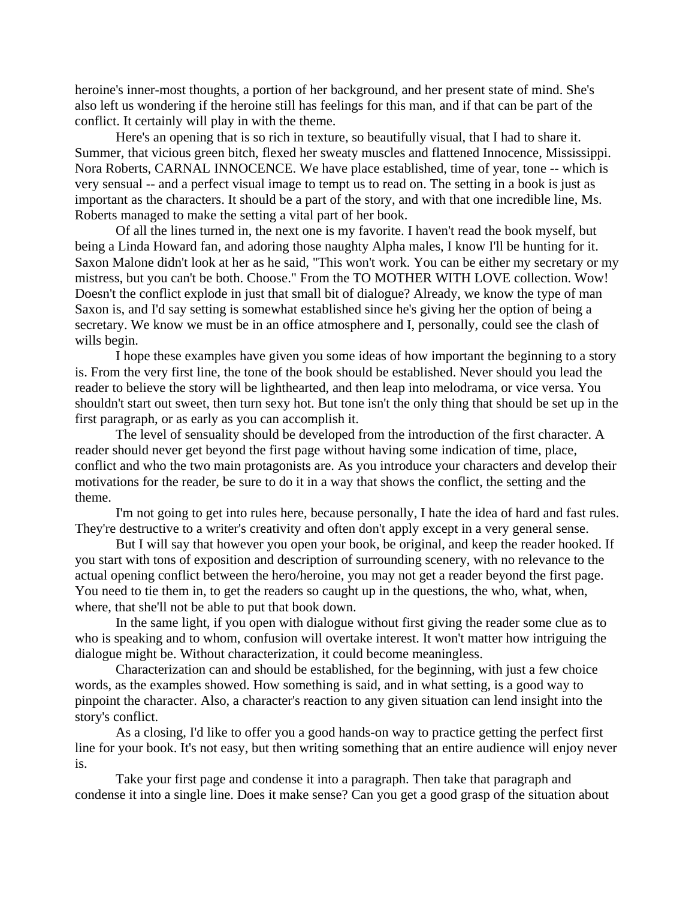heroine's inner-most thoughts, a portion of her background, and her present state of mind. She's also left us wondering if the heroine still has feelings for this man, and if that can be part of the conflict. It certainly will play in with the theme.

Here's an opening that is so rich in texture, so beautifully visual, that I had to share it. Summer, that vicious green bitch, flexed her sweaty muscles and flattened Innocence, Mississippi. Nora Roberts, CARNAL INNOCENCE. We have place established, time of year, tone -- which is very sensual -- and a perfect visual image to tempt us to read on. The setting in a book is just as important as the characters. It should be a part of the story, and with that one incredible line, Ms. Roberts managed to make the setting a vital part of her book.

Of all the lines turned in, the next one is my favorite. I haven't read the book myself, but being a Linda Howard fan, and adoring those naughty Alpha males, I know I'll be hunting for it. Saxon Malone didn't look at her as he said, "This won't work. You can be either my secretary or my mistress, but you can't be both. Choose." From the TO MOTHER WITH LOVE collection. Wow! Doesn't the conflict explode in just that small bit of dialogue? Already, we know the type of man Saxon is, and I'd say setting is somewhat established since he's giving her the option of being a secretary. We know we must be in an office atmosphere and I, personally, could see the clash of wills begin.

I hope these examples have given you some ideas of how important the beginning to a story is. From the very first line, the tone of the book should be established. Never should you lead the reader to believe the story will be lighthearted, and then leap into melodrama, or vice versa. You shouldn't start out sweet, then turn sexy hot. But tone isn't the only thing that should be set up in the first paragraph, or as early as you can accomplish it.

The level of sensuality should be developed from the introduction of the first character. A reader should never get beyond the first page without having some indication of time, place, conflict and who the two main protagonists are. As you introduce your characters and develop their motivations for the reader, be sure to do it in a way that shows the conflict, the setting and the theme.

I'm not going to get into rules here, because personally, I hate the idea of hard and fast rules. They're destructive to a writer's creativity and often don't apply except in a very general sense.

But I will say that however you open your book, be original, and keep the reader hooked. If you start with tons of exposition and description of surrounding scenery, with no relevance to the actual opening conflict between the hero/heroine, you may not get a reader beyond the first page. You need to tie them in, to get the readers so caught up in the questions, the who, what, when, where, that she'll not be able to put that book down.

In the same light, if you open with dialogue without first giving the reader some clue as to who is speaking and to whom, confusion will overtake interest. It won't matter how intriguing the dialogue might be. Without characterization, it could become meaningless.

Characterization can and should be established, for the beginning, with just a few choice words, as the examples showed. How something is said, and in what setting, is a good way to pinpoint the character. Also, a character's reaction to any given situation can lend insight into the story's conflict.

As a closing, I'd like to offer you a good hands-on way to practice getting the perfect first line for your book. It's not easy, but then writing something that an entire audience will enjoy never is.

Take your first page and condense it into a paragraph. Then take that paragraph and condense it into a single line. Does it make sense? Can you get a good grasp of the situation about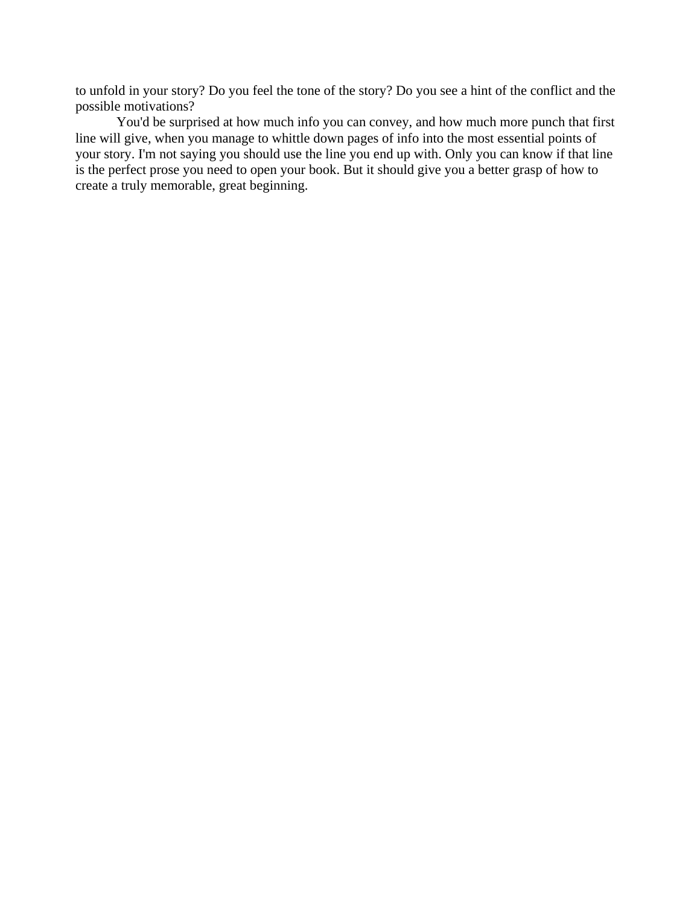to unfold in your story? Do you feel the tone of the story? Do you see a hint of the conflict and the possible motivations?

You'd be surprised at how much info you can convey, and how much more punch that first line will give, when you manage to whittle down pages of info into the most essential points of your story. I'm not saying you should use the line you end up with. Only you can know if that line is the perfect prose you need to open your book. But it should give you a better grasp of how to create a truly memorable, great beginning.